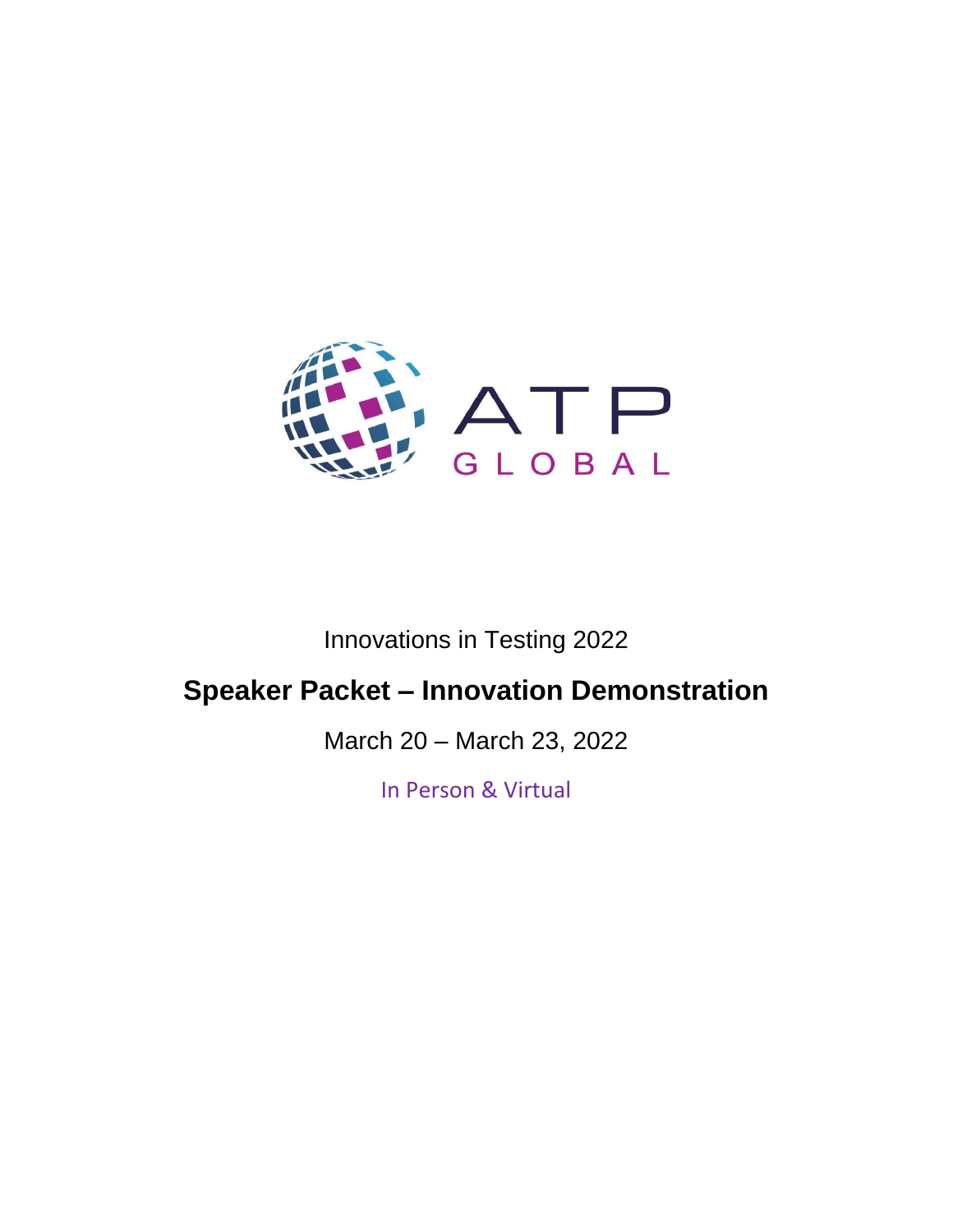ATP GLOBAL

Innovations in Testing 2022

# Speaker Packet – Innovation Demonstration

March 20 – March 23, 2022

In Person & Virtual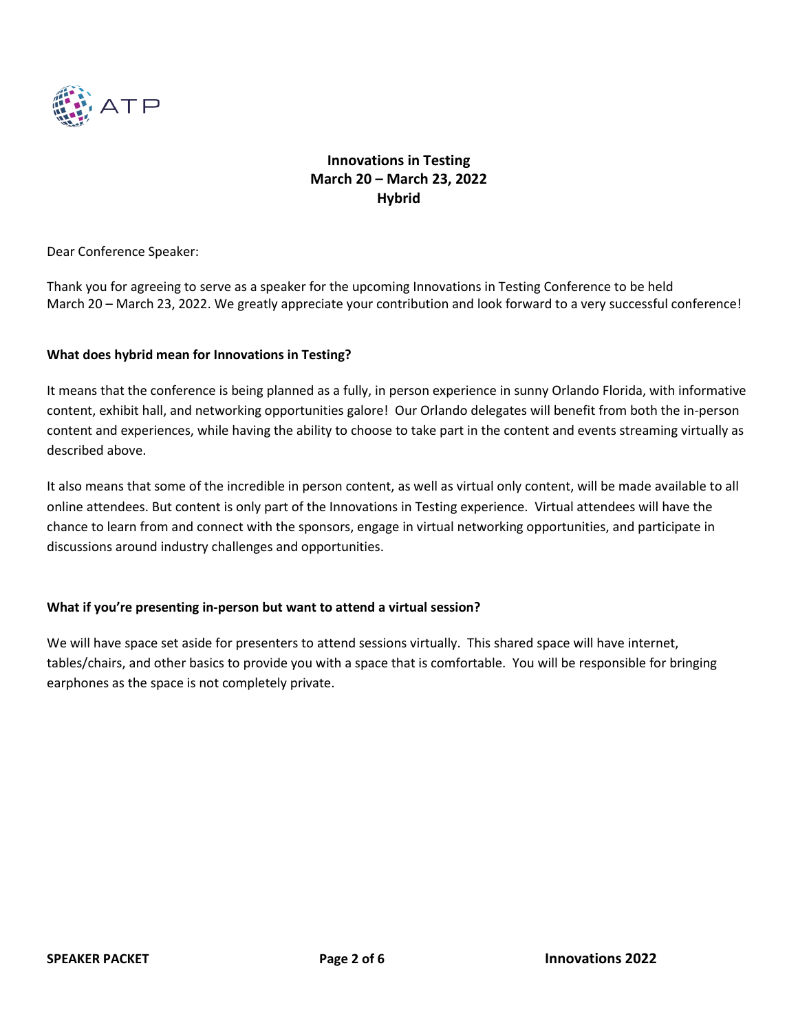**Innovations in Testing**
**March 20 – March 23, 2022**
**Hybrid**

Dear Conference Speaker:

Thank you for agreeing to serve as a speaker for the upcoming Innovations in Testing Conference to be held March 20 – March 23, 2022. We greatly appreciate your contribution and look forward to a very successful conference!

**What does hybrid mean for Innovations in Testing?**

It means that the conference is being planned as a fully, in person experience in sunny Orlando Florida, with informative content, exhibit hall, and networking opportunities galore! Our Orlando delegates will benefit from both the in-person content and experiences, while having the ability to choose to take part in the content and events streaming virtually as described above.

It also means that some of the incredible in person content, as well as virtual only content, will be made available to all online attendees. But content is only part of the Innovations in Testing experience. Virtual attendees will have the chance to learn from and connect with the sponsors, engage in virtual networking opportunities, and participate in discussions around industry challenges and opportunities.

**What if you're presenting in-person but want to attend a virtual session?**

We will have space set aside for presenters to attend sessions virtually. This shared space will have internet, tables/chairs, and other basics to provide you with a space that is comfortable. You will be responsible for bringing earphones as the space is not completely private.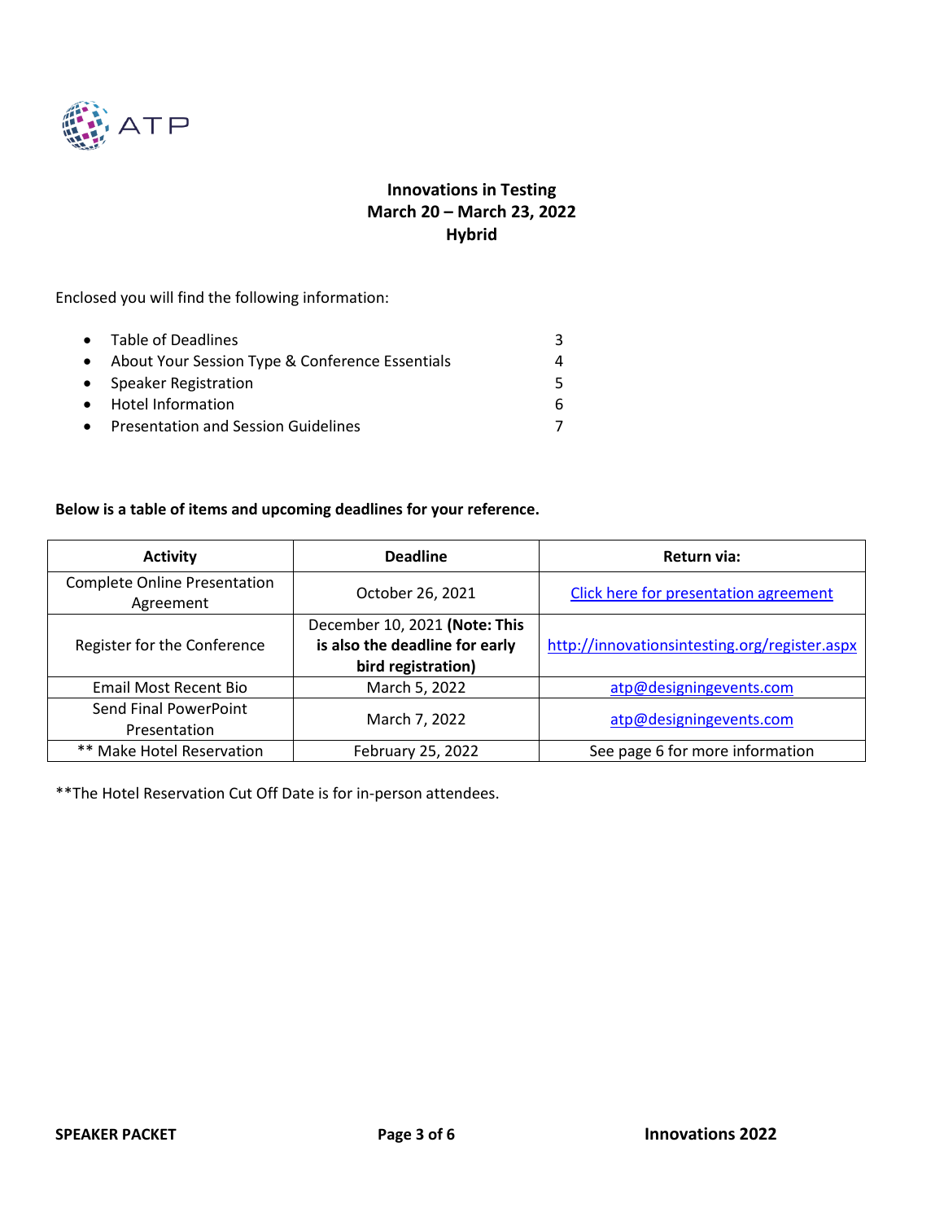ATP

**Innovations in Testing**
**March 20 – March 23, 2022**
**Hybrid**

Enclosed you will find the following information:

- Table of Deadlines 3
- About Your Session Type & Conference Essentials 4
- Speaker Registration 5
- Hotel Information 6
- Presentation and Session Guidelines 7

**Below is a table of items and upcoming deadlines for your reference.**

| Activity | Deadline | Return via: |
|---|---|---|
| Complete Online Presentation Agreement | October 26, 2021 | Click here for presentation agreement |
| Register for the Conference | December 10, 2021 **(Note: This is also the deadline for early bird registration)** | http://innovationsintesting.org/register.aspx |
| Email Most Recent Bio | March 5, 2022 | atp@designingevents.com |
| Send Final PowerPoint Presentation | March 7, 2022 | atp@designingevents.com |
| ** Make Hotel Reservation | February 25, 2022 | See page 6 for more information |

**The Hotel Reservation Cut Off Date is for in-person attendees.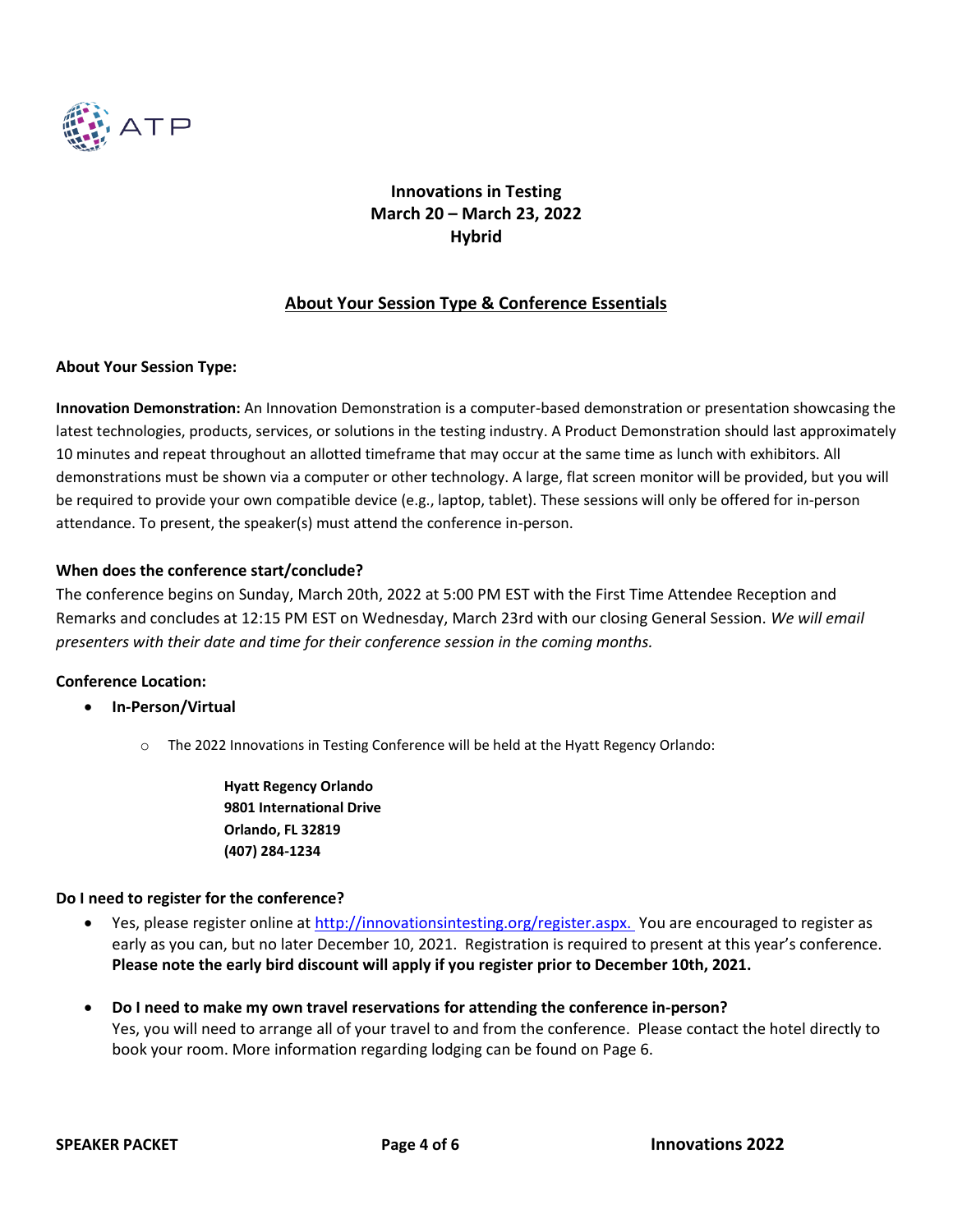**Innovations in Testing**
**March 20 – March 23, 2022**
**Hybrid**

## About Your Session Type & Conference Essentials

**About Your Session Type:**

**Innovation Demonstration:** An Innovation Demonstration is a computer-based demonstration or presentation showcasing the latest technologies, products, services, or solutions in the testing industry. A Product Demonstration should last approximately 10 minutes and repeat throughout an allotted timeframe that may occur at the same time as lunch with exhibitors. All demonstrations must be shown via a computer or other technology. A large, flat screen monitor will be provided, but you will be required to provide your own compatible device (e.g., laptop, tablet). These sessions will only be offered for in-person attendance. To present, the speaker(s) must attend the conference in-person.

**When does the conference start/conclude?**

The conference begins on Sunday, March 20th, 2022 at 5:00 PM EST with the First Time Attendee Reception and Remarks and concludes at 12:15 PM EST on Wednesday, March 23rd with our closing General Session. *We will email presenters with their date and time for their conference session in the coming months.*

**Conference Location:**

- **In-Person/Virtual**
  - The 2022 Innovations in Testing Conference will be held at the Hyatt Regency Orlando:

    **Hyatt Regency Orlando**
    **9801 International Drive**
    **Orlando, FL 32819**
    **(407) 284-1234**

**Do I need to register for the conference?**

- Yes, please register online at [http://innovationsintesting.org/register.aspx.](http://innovationsintesting.org/register.aspx) You are encouraged to register as early as you can, but no later December 10, 2021. Registration is required to present at this year's conference. **Please note the early bird discount will apply if you register prior to December 10th, 2021.**
- **Do I need to make my own travel reservations for attending the conference in-person?**
  Yes, you will need to arrange all of your travel to and from the conference. Please contact the hotel directly to book your room. More information regarding lodging can be found on Page 6.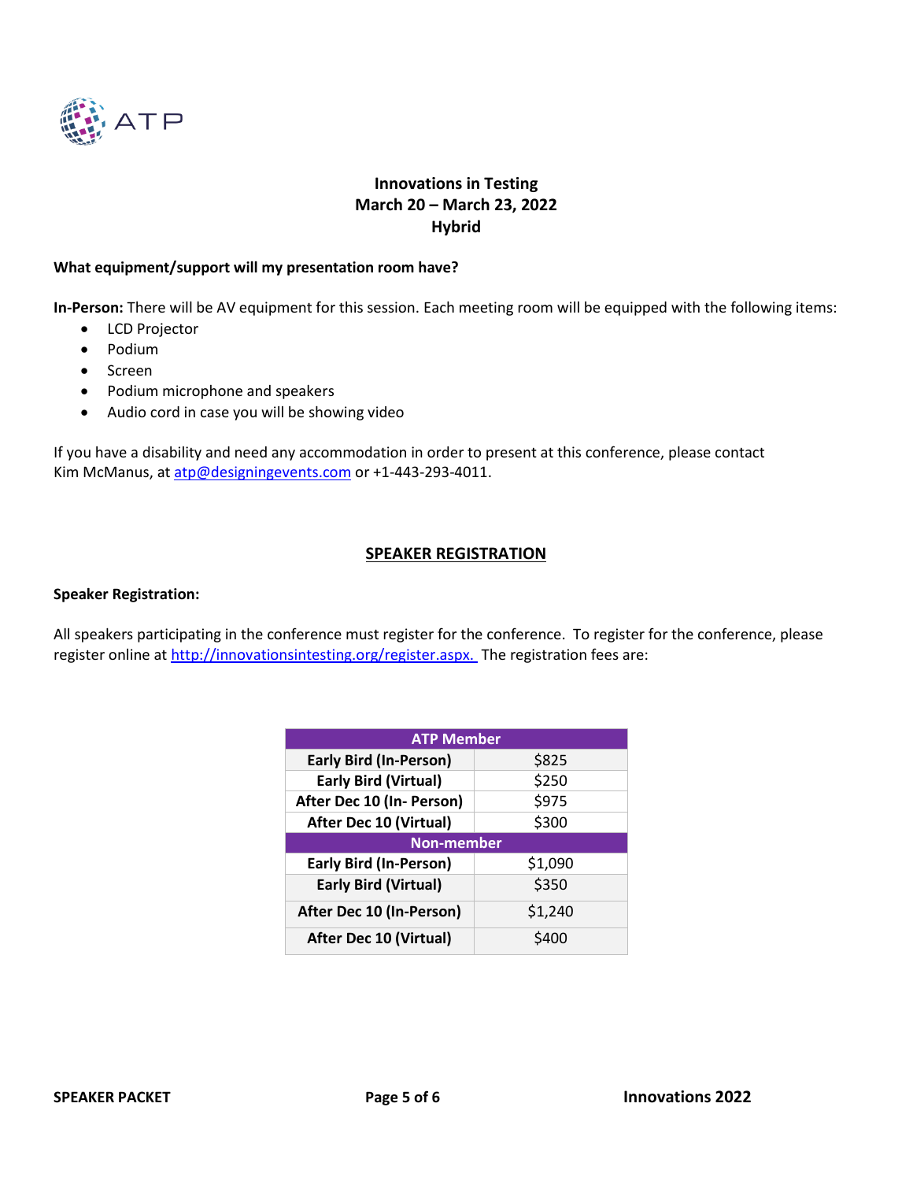**Innovations in Testing**
**March 20 – March 23, 2022**
**Hybrid**

**What equipment/support will my presentation room have?**

**In-Person:** There will be AV equipment for this session. Each meeting room will be equipped with the following items:

- LCD Projector
- Podium
- Screen
- Podium microphone and speakers
- Audio cord in case you will be showing video

If you have a disability and need any accommodation in order to present at this conference, please contact Kim McManus, at atp@designingevents.com or +1-443-293-4011.

## SPEAKER REGISTRATION

**Speaker Registration:**

All speakers participating in the conference must register for the conference. To register for the conference, please register online at http://innovationsintesting.org/register.aspx. The registration fees are:

| ATP Member | |
|---|---|
| **Early Bird (In-Person)** | $825 |
| **Early Bird (Virtual)** | $250 |
| **After Dec 10 (In- Person)** | $975 |
| **After Dec 10 (Virtual)** | $300 |
| **Non-member** | |
| **Early Bird (In-Person)** | $1,090 |
| **Early Bird (Virtual)** | $350 |
| **After Dec 10 (In-Person)** | $1,240 |
| **After Dec 10 (Virtual)** | $400 |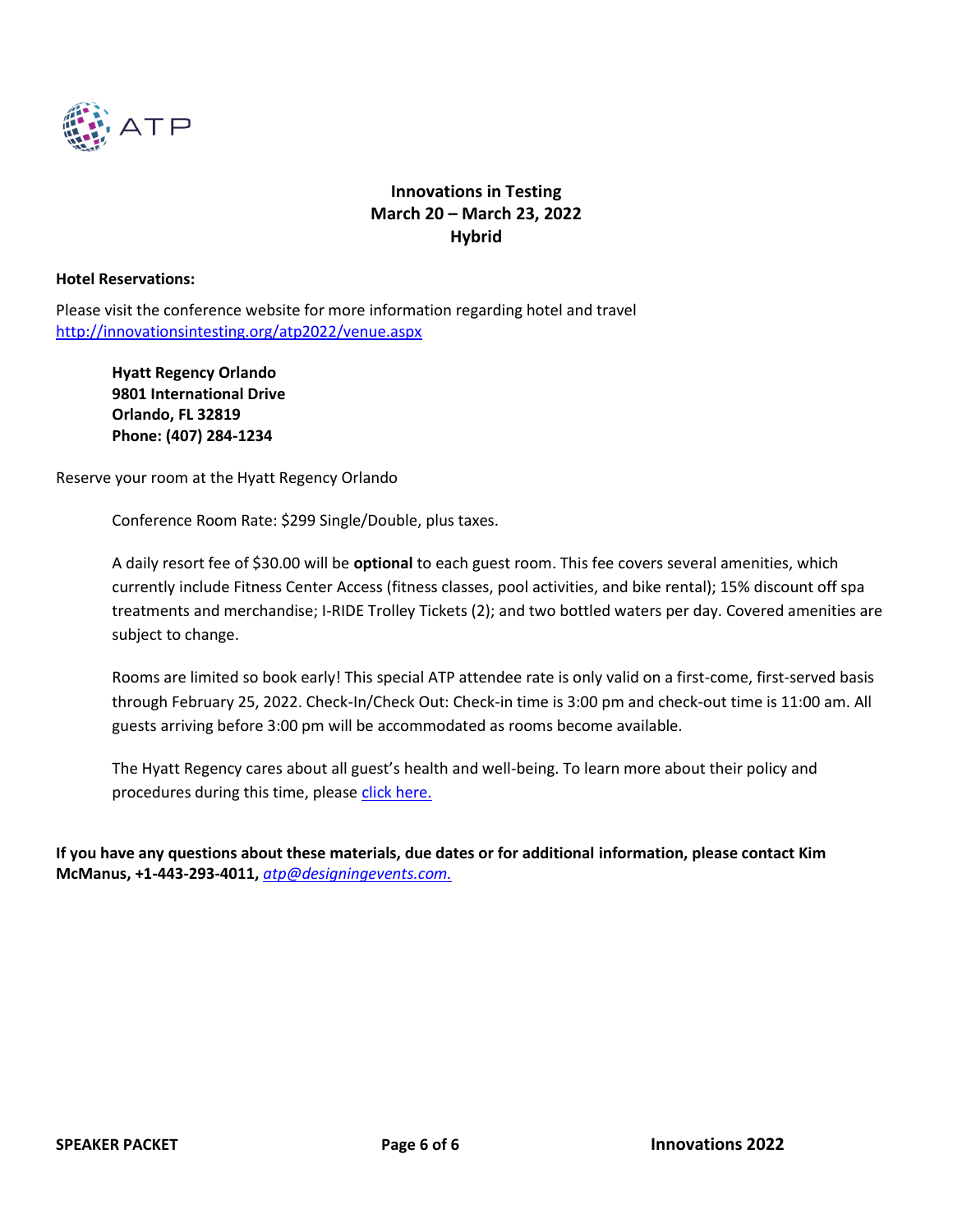**Innovations in Testing**
**March 20 – March 23, 2022**
**Hybrid**

**Hotel Reservations:**

Please visit the conference website for more information regarding hotel and travel
[http://innovationsintesting.org/atp2022/venue.aspx](http://innovationsintesting.org/atp2022/venue.aspx)

**Hyatt Regency Orlando**
**9801 International Drive**
**Orlando, FL 32819**
**Phone: (407) 284-1234**

Reserve your room at the Hyatt Regency Orlando

Conference Room Rate: $299 Single/Double, plus taxes.

A daily resort fee of $30.00 will be **optional** to each guest room. This fee covers several amenities, which currently include Fitness Center Access (fitness classes, pool activities, and bike rental); 15% discount off spa treatments and merchandise; I-RIDE Trolley Tickets (2); and two bottled waters per day. Covered amenities are subject to change.

Rooms are limited so book early! This special ATP attendee rate is only valid on a first-come, first-served basis through February 25, 2022. Check-In/Check Out: Check-in time is 3:00 pm and check-out time is 11:00 am. All guests arriving before 3:00 pm will be accommodated as rooms become available.

The Hyatt Regency cares about all guest's health and well-being. To learn more about their policy and procedures during this time, please click here.

**If you have any questions about these materials, due dates or for additional information, please contact Kim McManus, +1-443-293-4011,** ***atp@designingevents.com.***